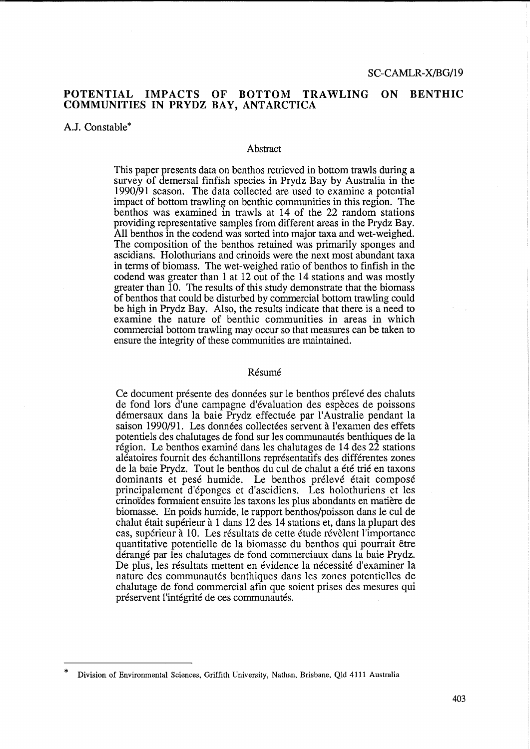# POTENTIAL IMPACTS OF BOTTOM TRAWLING ON BENTHIC COMMUNITIES IN PRYDZ BAY, ANTARCTICA

A.J. Constable*

## Abstract

This paper presents data on benthos retrieved in bottom trawls during a survey of demersal finfish species in Prydz Bay by Australia in the 1990/91 season. The data collected are used to examine a potential impact of bottom trawling on benthic communities in this region. The benthos was examined in trawls at 14 of the 22 random stations providing representative samples from different areas in the Prydz Bay. All benthos in the codend was sorted into major taxa and wet-weighed. The composition of the benthos retained was primarily sponges and ascidians. Holothurians and crinoids were the next most abundant taxa in terms of biomass. The wet-weighed ratio of benthos to finfish in the codend was greater than 1 at 12 out of the 14 stations and was mostly greater than 10. The results of this study demonstrate that the biomass of benthos that could be disturbed by commercial bottom trawling could be high in Prydz Bay. Also, the results indicate that there is a need to examine the nature of benthic communities in areas in which commercial bottom trawling may occur so that measures can be taken to ensure the integrity of these communities are maintained.

## Résumé

Ce document présente des données sur le benthos prélevé des chaluts de fond lors d'une campagne d'évaluation des espèces de poissons démersaux dans la baie Prydz effectuée par l'Australie pendant la saison 1990/91. Les données collectées servent à l'examen des effets potentiels des chalutages de fond sur les communautés benthiques de la région. Le benthos examiné dans les chalutages de 14 des 22 stations aléatoires fournit des échantillons représentatifs des différentes zones de la baie Prydz. Tout le benthos du cul de chalut a été trié en taxons dominants et pesé humide. Le benthos prélevé était composé principalement d'éponges et d'ascidiens. Les holothuriens et les crinoïdes formaient ensuite les taxons les plus abondants en matière de biomasse. En poids humide, le rapport benthos/poisson dans le cul de chalut était supérieur à 1 dans 12 des 14 stations et, dans la plupart des cas, supérieur à 10. Les résultats de cette étude révèlent l'importance quantitative potentielle de la biomasse du benthos qui pourrait être dérangé par les chalutages de fond commerciaux dans la baie Prydz. De plus, les résultats mettent en évidence la nécessité d'examiner la nature des communautés benthiques dans les zones potentielles de chalutage de fond commercial afin que soient prises des mesures qui préservent l'intégrité de ces communautés.

---

* Division of Environmental Sciences, Griffith University, Nathan, Brisbane, Qld 4111 Australia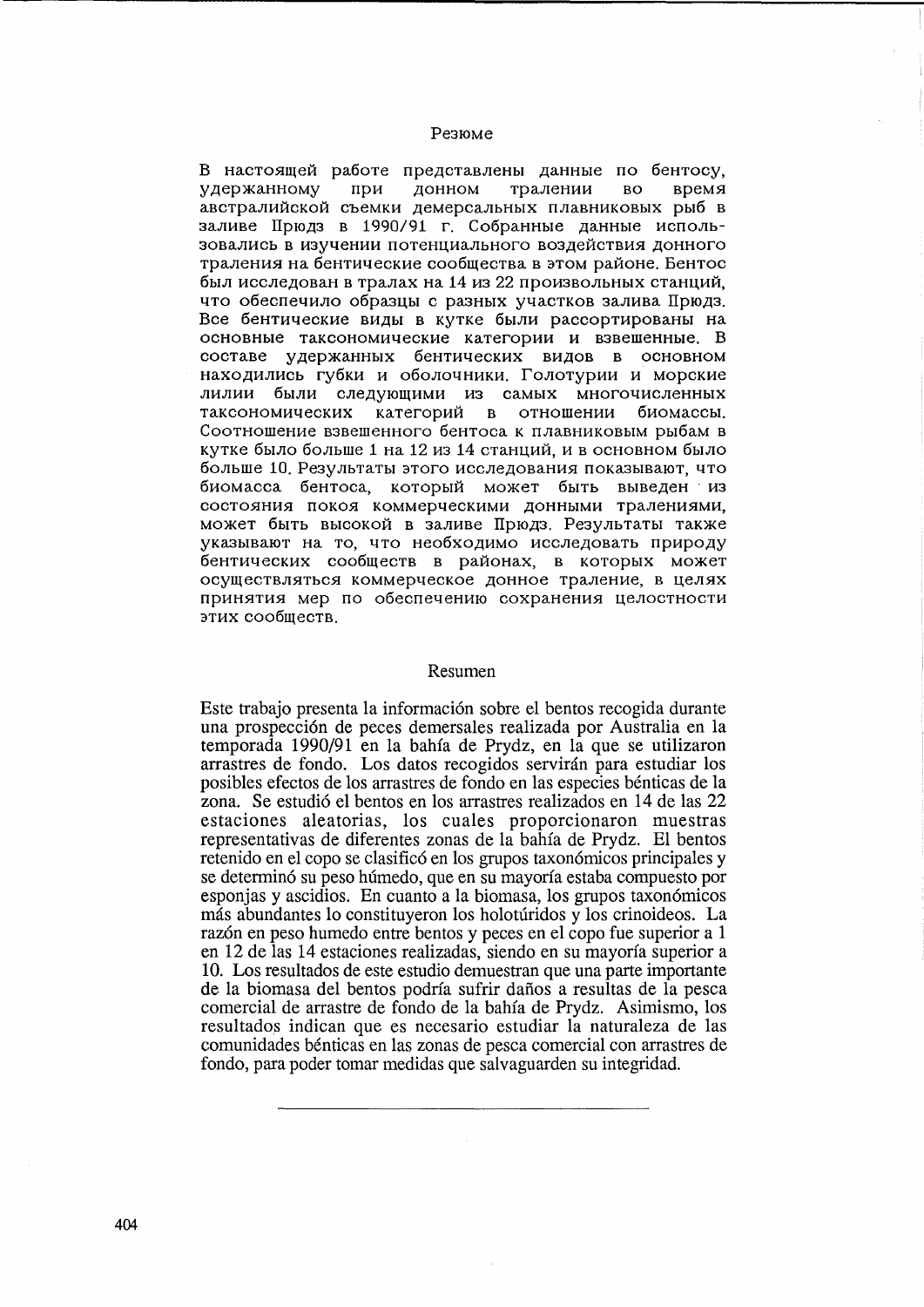## Резюме

В настоящей работе представлены данные по бентосу, удержанному при донном тралении во время австралийской съемки демерсальных плавниковых рыб в заливе Прюдз в 1990/91 г. Собранные данные использовались в изучении потенциального воздействия донного траления на бентические сообщества в этом районе. Бентос был исследован в тралах на 14 из 22 произвольных станций, что обеспечило образцы с разных участков залива Прюдз. Все бентические виды в кутке были рассортированы на основные таксономические категории и взвешенные. В составе удержанных бентических видов в основном находились губки и оболочники. Голотурии и морские лилии были следующими из самых многочисленных таксономических категорий в отношении биомассы. Соотношение взвешенного бентоса к плавниковым рыбам в кутке было больше 1 на 12 из 14 станций, и в основном было больше 10. Результаты этого исследования показывают, что биомасса бентоса, который может быть выведен из состояния покоя коммерческими донными тралениями, может быть высокой в заливе Прюдз. Результаты также указывают на то, что необходимо исследовать природу бентических сообществ в районах, в которых может осуществляться коммерческое донное траление, в целях принятия мер по обеспечению сохранения целостности этих сообществ.

## Resumen

Este trabajo presenta la información sobre el bentos recogida durante una prospección de peces demersales realizada por Australia en la temporada 1990/91 en la bahía de Prydz, en la que se utilizaron arrastres de fondo. Los datos recogidos servirán para estudiar los posibles efectos de los arrastres de fondo en las especies bénticas de la zona. Se estudió el bentos en los arrastres realizados en 14 de las 22 estaciones aleatorias, los cuales proporcionaron muestras representativas de diferentes zonas de la bahía de Prydz. El bentos retenido en el copo se clasificó en los grupos taxonómicos principales y se determinó su peso húmedo, que en su mayoría estaba compuesto por esponjas y ascidios. En cuanto a la biomasa, los grupos taxonómicos más abundantes lo constituyeron los holotúridos y los crinoideos. La razón en peso humedo entre bentos y peces en el copo fue superior a 1 en 12 de las 14 estaciones realizadas, siendo en su mayoría superior a 10. Los resultados de este estudio demuestran que una parte importante de la biomasa del bentos podría sufrir daños a resultas de la pesca comercial de arrastre de fondo de la bahía de Prydz. Asimismo, los resultados indican que es necesario estudiar la naturaleza de las comunidades bénticas en las zonas de pesca comercial con arrastres de fondo, para poder tomar medidas que salvaguarden su integridad.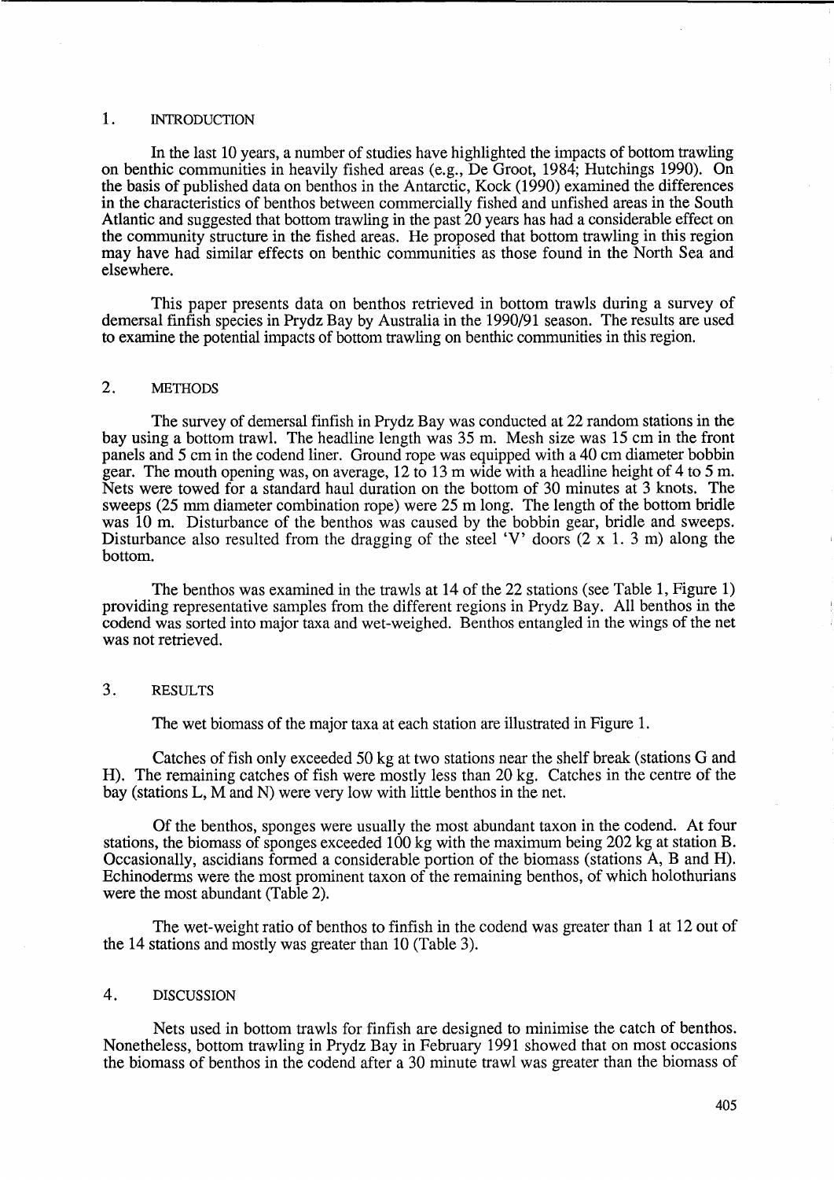## 1. INTRODUCTION

In the last 10 years, a number of studies have highlighted the impacts of bottom trawling on benthic communities in heavily fished areas (e.g., De Groot, 1984; Hutchings 1990). On the basis of published data on benthos in the Antarctic, Kock (1990) examined the differences in the characteristics of benthos between commercially fished and unfished areas in the South Atlantic and suggested that bottom trawling in the past 20 years has had a considerable effect on the community structure in the fished areas. He proposed that bottom trawling in this region may have had similar effects on benthic communities as those found in the North Sea and elsewhere.

This paper presents data on benthos retrieved in bottom trawls during a survey of demersal finfish species in Prydz Bay by Australia in the 1990/91 season. The results are used to examine the potential impacts of bottom trawling on benthic communities in this region.

## 2. METHODS

The survey of demersal finfish in Prydz Bay was conducted at 22 random stations in the bay using a bottom trawl. The headline length was 35 m. Mesh size was 15 cm in the front panels and 5 cm in the codend liner. Ground rope was equipped with a 40 cm diameter bobbin gear. The mouth opening was, on average, 12 to 13 m wide with a headline height of 4 to 5 m. Nets were towed for a standard haul duration on the bottom of 30 minutes at 3 knots. The sweeps (25 mm diameter combination rope) were 25 m long. The length of the bottom bridle was 10 m. Disturbance of the benthos was caused by the bobbin gear, bridle and sweeps. Disturbance also resulted from the dragging of the steel 'V' doors (2 x 1. 3 m) along the bottom.

The benthos was examined in the trawls at 14 of the 22 stations (see Table 1, Figure 1) providing representative samples from the different regions in Prydz Bay. All benthos in the codend was sorted into major taxa and wet-weighed. Benthos entangled in the wings of the net was not retrieved.

## 3. RESULTS

The wet biomass of the major taxa at each station are illustrated in Figure 1.

Catches of fish only exceeded 50 kg at two stations near the shelf break (stations G and H). The remaining catches of fish were mostly less than 20 kg. Catches in the centre of the bay (stations L, M and N) were very low with little benthos in the net.

Of the benthos, sponges were usually the most abundant taxon in the codend. At four stations, the biomass of sponges exceeded 100 kg with the maximum being 202 kg at station B. Occasionally, ascidians formed a considerable portion of the biomass (stations A, B and H). Echinoderms were the most prominent taxon of the remaining benthos, of which holothurians were the most abundant (Table 2).

The wet-weight ratio of benthos to finfish in the codend was greater than 1 at 12 out of the 14 stations and mostly was greater than 10 (Table 3).

## 4. DISCUSSION

Nets used in bottom trawls for finfish are designed to minimise the catch of benthos. Nonetheless, bottom trawling in Prydz Bay in February 1991 showed that on most occasions the biomass of benthos in the codend after a 30 minute trawl was greater than the biomass of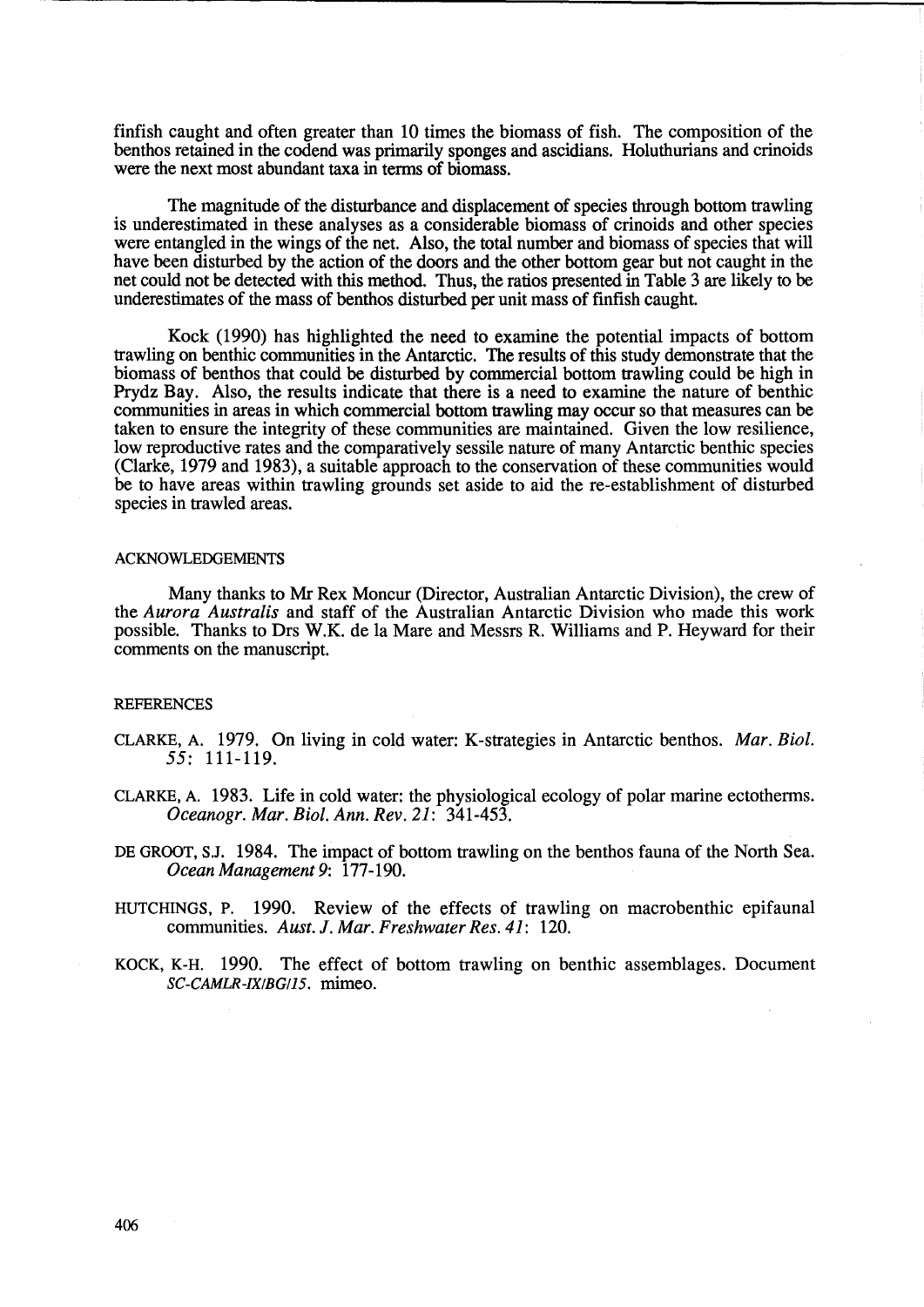finfish caught and often greater than 10 times the biomass of fish. The composition of the benthos retained in the codend was primarily sponges and ascidians. Holuthurians and crinoids were the next most abundant taxa in terms of biomass.

The magnitude of the disturbance and displacement of species through bottom trawling is underestimated in these analyses as a considerable biomass of crinoids and other species were entangled in the wings of the net. Also, the total number and biomass of species that will have been disturbed by the action of the doors and the other bottom gear but not caught in the net could not be detected with this method. Thus, the ratios presented in Table 3 are likely to be underestimates of the mass of benthos disturbed per unit mass of finfish caught.

Kock (1990) has highlighted the need to examine the potential impacts of bottom trawling on benthic communities in the Antarctic. The results of this study demonstrate that the biomass of benthos that could be disturbed by commercial bottom trawling could be high in Prydz Bay. Also, the results indicate that there is a need to examine the nature of benthic communities in areas in which commercial bottom trawling may occur so that measures can be taken to ensure the integrity of these communities are maintained. Given the low resilience, low reproductive rates and the comparatively sessile nature of many Antarctic benthic species (Clarke, 1979 and 1983), a suitable approach to the conservation of these communities would be to have areas within trawling grounds set aside to aid the re-establishment of disturbed species in trawled areas.

## ACKNOWLEDGEMENTS

Many thanks to Mr Rex Moncur (Director, Australian Antarctic Division), the crew of the *Aurora Australis* and staff of the Australian Antarctic Division who made this work possible. Thanks to Drs W.K. de la Mare and Messrs R. Williams and P. Heyward for their comments on the manuscript.

## REFERENCES

CLARKE, A. 1979. On living in cold water: K-strategies in Antarctic benthos. *Mar. Biol.* *55*: 111-119.

CLARKE, A. 1983. Life in cold water: the physiological ecology of polar marine ectotherms. *Oceanogr. Mar. Biol. Ann. Rev.* *21*: 341-453.

DE GROOT, S.J. 1984. The impact of bottom trawling on the benthos fauna of the North Sea. *Ocean Management* *9*: 177-190.

HUTCHINGS, P. 1990. Review of the effects of trawling on macrobenthic epifaunal communities. *Aust. J. Mar. Freshwater Res.* *41*: 120.

KOCK, K-H. 1990. The effect of bottom trawling on benthic assemblages. Document *SC-CAMLR-IX/BG/15*. mimeo.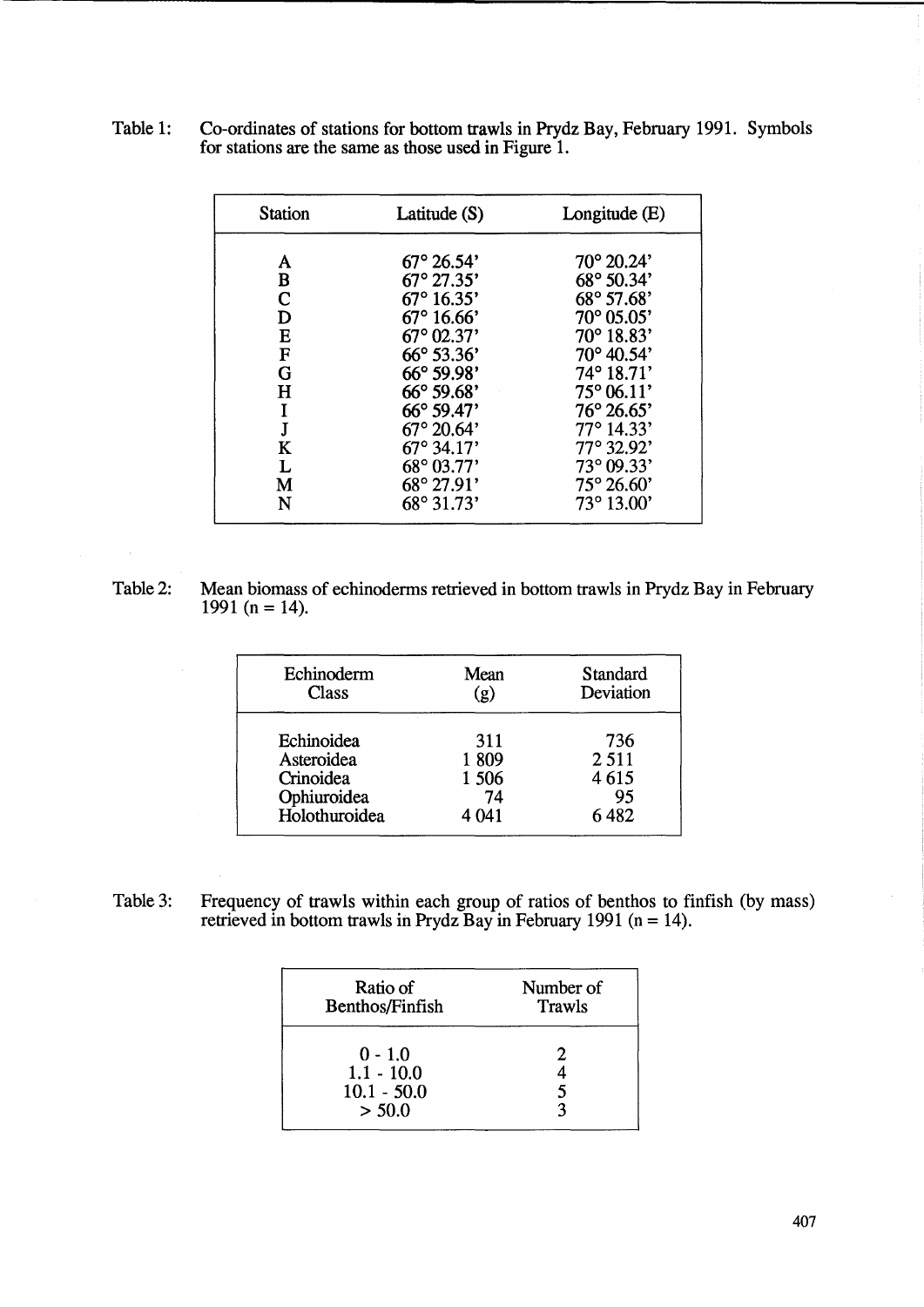Table 1: Co-ordinates of stations for bottom trawls in Prydz Bay, February 1991. Symbols for stations are the same as those used in Figure 1.

| Station | Latitude (S) | Longitude (E) |
|---|---|---|
| A | 67° 26.54' | 70° 20.24' |
| B | 67° 27.35' | 68° 50.34' |
| C | 67° 16.35' | 68° 57.68' |
| D | 67° 16.66' | 70° 05.05' |
| E | 67° 02.37' | 70° 18.83' |
| F | 66° 53.36' | 70° 40.54' |
| G | 66° 59.98' | 74° 18.71' |
| H | 66° 59.68' | 75° 06.11' |
| I | 66° 59.47' | 76° 26.65' |
| J | 67° 20.64' | 77° 14.33' |
| K | 67° 34.17' | 77° 32.92' |
| L | 68° 03.77' | 73° 09.33' |
| M | 68° 27.91' | 75° 26.60' |
| N | 68° 31.73' | 73° 13.00' |

Table 2: Mean biomass of echinoderms retrieved in bottom trawls in Prydz Bay in February 1991 (n = 14).

| Echinoderm Class | Mean (g) | Standard Deviation |
|---|---|---|
| Echinoidea | 311 | 736 |
| Asteroidea | 1 809 | 2 511 |
| Crinoidea | 1 506 | 4 615 |
| Ophiuroidea | 74 | 95 |
| Holothuroidea | 4 041 | 6 482 |

Table 3: Frequency of trawls within each group of ratios of benthos to finfish (by mass) retrieved in bottom trawls in Prydz Bay in February 1991 (n = 14).

| Ratio of Benthos/Finfish | Number of Trawls |
|---|---|
| 0 - 1.0 | 2 |
| 1.1 - 10.0 | 4 |
| 10.1 - 50.0 | 5 |
| > 50.0 | 3 |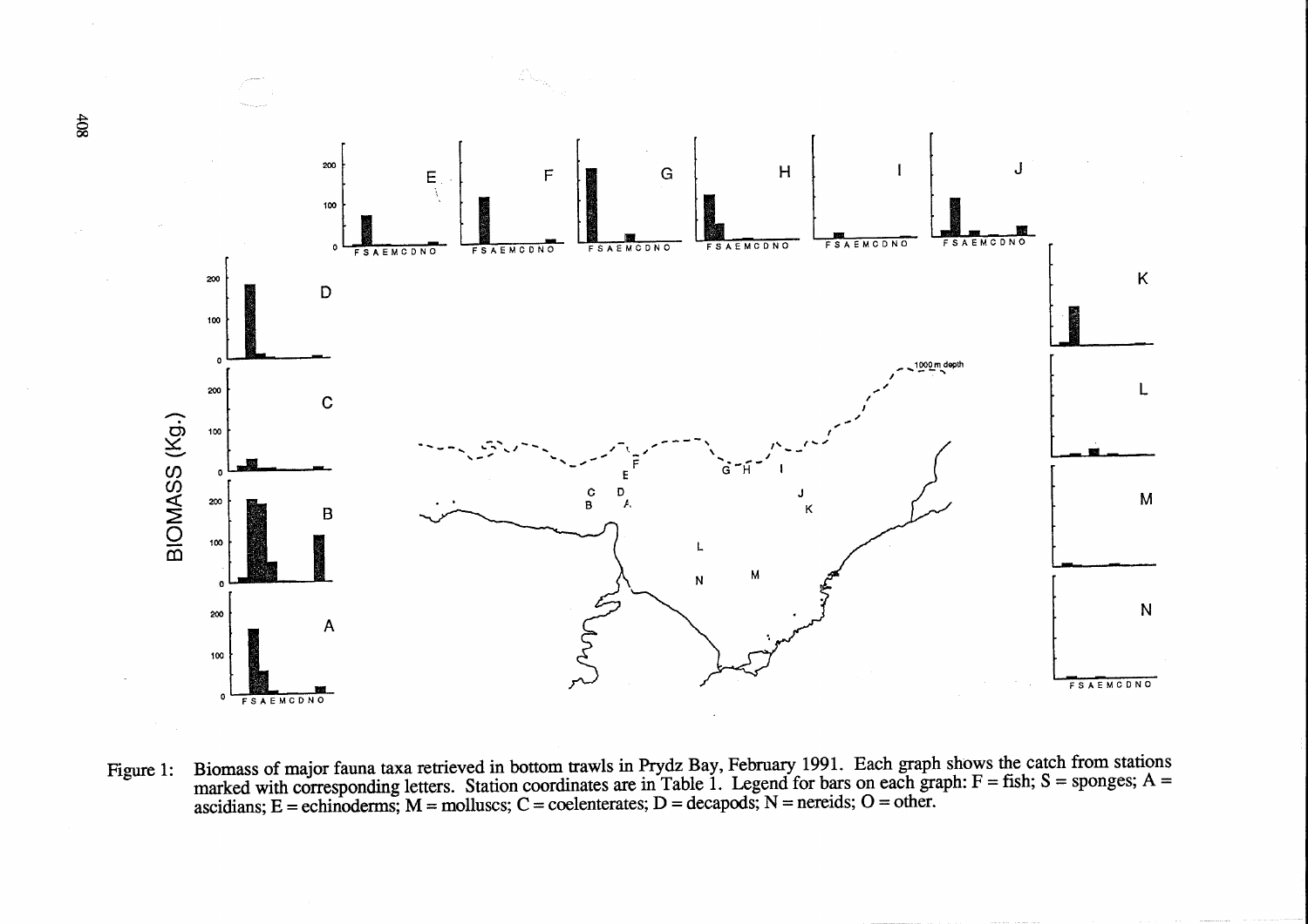Figure 1: Biomass of major fauna taxa retrieved in bottom trawls in Prydz Bay, February 1991. Each graph shows the catch from stations marked with corresponding letters. Station coordinates are in Table 1. Legend for bars on each graph: F = fish; S = sponges; A = ascidians; E = echinoderms; M = molluscs; C = coelenterates; D = decapods; N = nereids; O = other.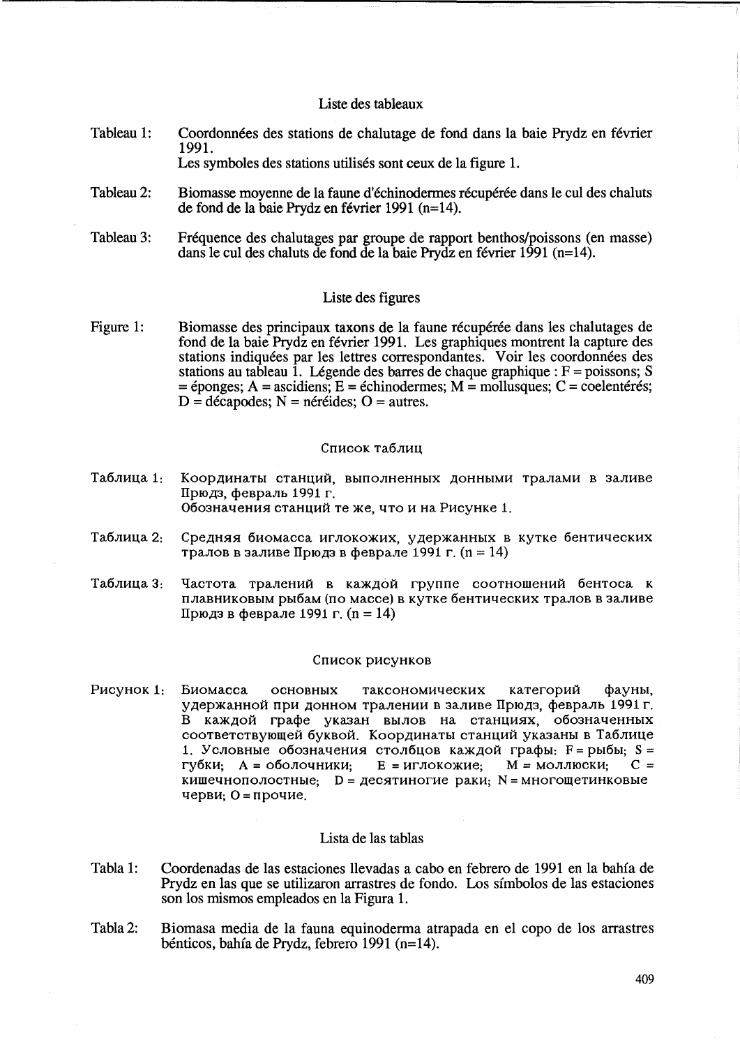## Liste des tableaux

Tableau 1: Coordonnées des stations de chalutage de fond dans la baie Prydz en février 1991.
Les symboles des stations utilisés sont ceux de la figure 1.

Tableau 2: Biomasse moyenne de la faune d'échinodermes récupérée dans le cul des chaluts de fond de la baie Prydz en février 1991 (n=14).

Tableau 3: Fréquence des chalutages par groupe de rapport benthos/poissons (en masse) dans le cul des chaluts de fond de la baie Prydz en février 1991 (n=14).

## Liste des figures

Figure 1: Biomasse des principaux taxons de la faune récupérée dans les chalutages de fond de la baie Prydz en février 1991. Les graphiques montrent la capture des stations indiquées par les lettres correspondantes. Voir les coordonnées des stations au tableau 1. Légende des barres de chaque graphique : F = poissons; S = éponges; A = ascidiens; E = échinodermes; M = mollusques; C = coelentérés; D = décapodes; N = néréides; O = autres.

## Список таблиц

Таблица 1: Координаты станций, выполненных донными тралами в заливе Прюдз, февраль 1991 г.
Обозначения станций те же, что и на Рисунке 1.

Таблица 2: Средняя биомасса иглокожих, удержанных в кутке бентических тралов в заливе Прюдз в феврале 1991 г. (n = 14)

Таблица 3: Частота тралений в каждой группе соотношений бентоса к плавниковым рыбам (по массе) в кутке бентических тралов в заливе Прюдз в феврале 1991 г. (n = 14)

## Список рисунков

Рисунок 1: Биомасса основных таксономических категорий фауны, удержанной при донном тралении в заливе Прюдз, февраль 1991 г. В каждой графе указан вылов на станциях, обозначенных соответствующей буквой. Координаты станций указаны в Таблице 1. Условные обозначения столбцов каждой графы: F = рыбы; S = губки; A = оболочники; E = иглокожие; M = моллюски; C = кишечнополостные; D = десятиногие раки; N = многощетинковые черви; O = прочие.

## Lista de las tablas

Tabla 1: Coordenadas de las estaciones llevadas a cabo en febrero de 1991 en la bahía de Prydz en las que se utilizaron arrastres de fondo. Los símbolos de las estaciones son los mismos empleados en la Figura 1.

Tabla 2: Biomasa media de la fauna equinoderma atrapada en el copo de los arrastres bénticos, bahía de Prydz, febrero 1991 (n=14).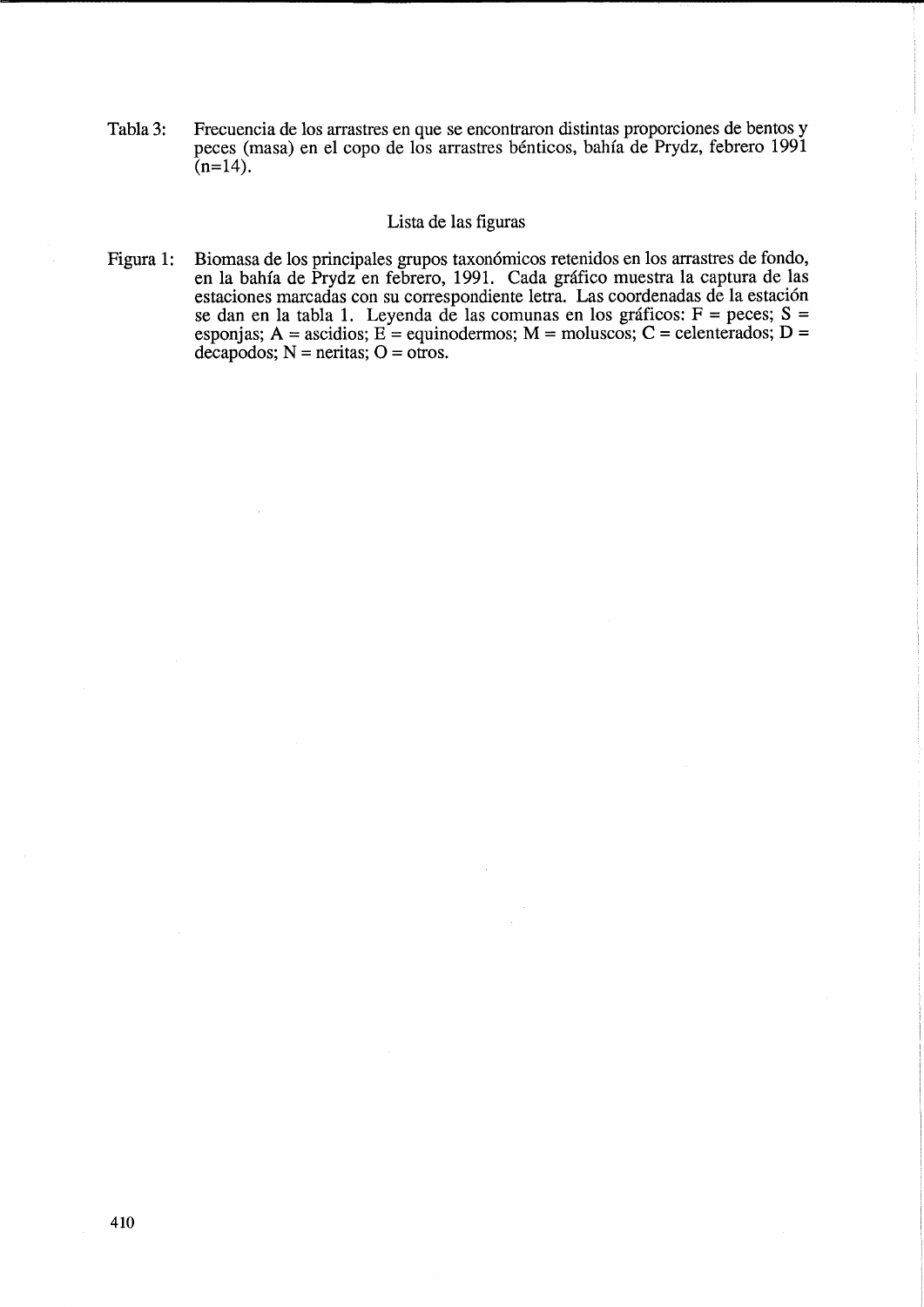Tabla 3: Frecuencia de los arrastres en que se encontraron distintas proporciones de bentos y peces (masa) en el copo de los arrastres bénticos, bahía de Prydz, febrero 1991 (n=14).

## Lista de las figuras

Figura 1: Biomasa de los principales grupos taxonómicos retenidos en los arrastres de fondo, en la bahía de Prydz en febrero, 1991. Cada gráfico muestra la captura de las estaciones marcadas con su correspondiente letra. Las coordenadas de la estación se dan en la tabla 1. Leyenda de las comunas en los gráficos: F = peces; S = esponjas; A = ascidios; E = equinodermos; M = moluscos; C = celenterados; D = decapodos; N = neritas; O = otros.